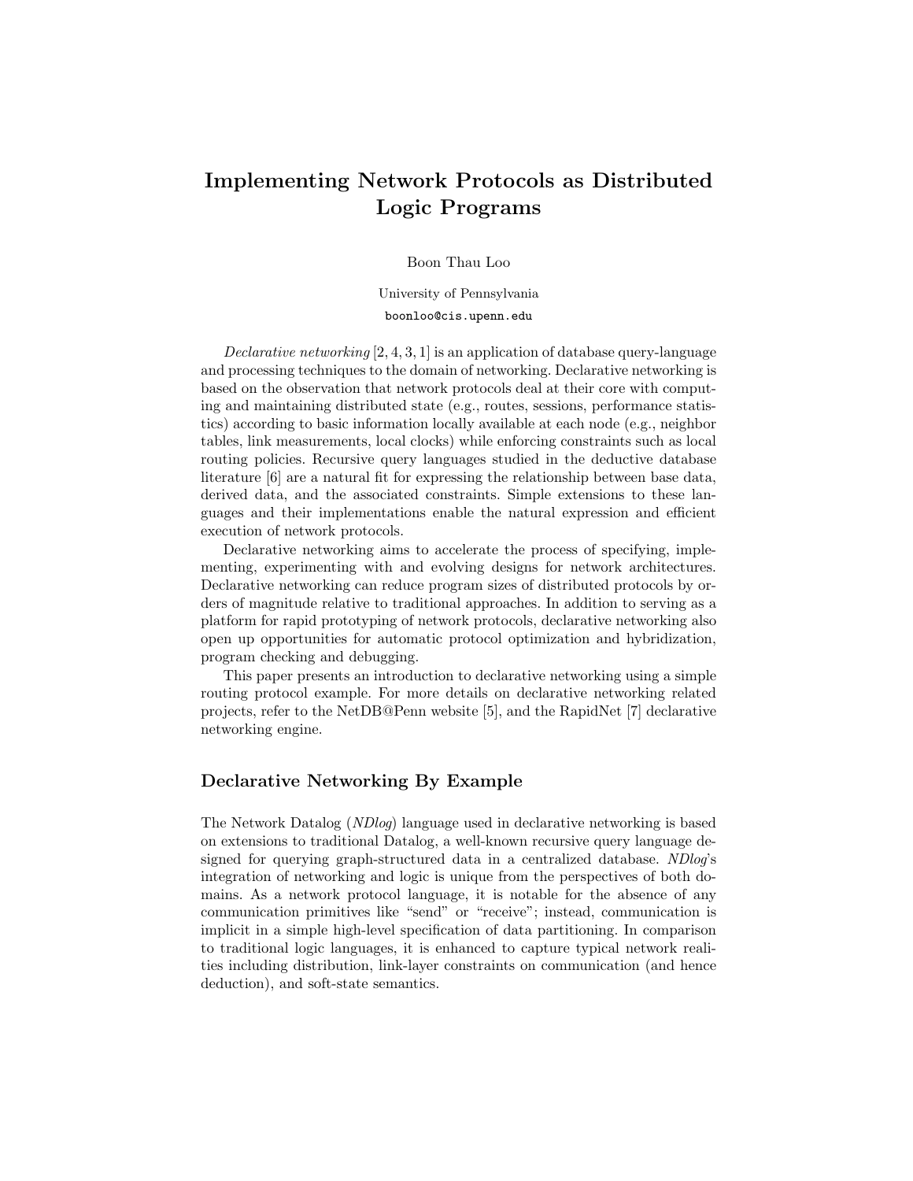# Implementing Network Protocols as Distributed Logic Programs

Boon Thau Loo

University of Pennsylvania

boonloo@cis.upenn.edu

*Declarative networking* [2, 4, 3, 1] is an application of database query-language and processing techniques to the domain of networking. Declarative networking is based on the observation that network protocols deal at their core with computing and maintaining distributed state (e.g., routes, sessions, performance statistics) according to basic information locally available at each node (e.g., neighbor tables, link measurements, local clocks) while enforcing constraints such as local routing policies. Recursive query languages studied in the deductive database literature [6] are a natural fit for expressing the relationship between base data, derived data, and the associated constraints. Simple extensions to these languages and their implementations enable the natural expression and efficient execution of network protocols.

Declarative networking aims to accelerate the process of specifying, implementing, experimenting with and evolving designs for network architectures. Declarative networking can reduce program sizes of distributed protocols by orders of magnitude relative to traditional approaches. In addition to serving as a platform for rapid prototyping of network protocols, declarative networking also open up opportunities for automatic protocol optimization and hybridization, program checking and debugging.

This paper presents an introduction to declarative networking using a simple routing protocol example. For more details on declarative networking related projects, refer to the NetDB@Penn website [5], and the RapidNet [7] declarative networking engine.

## Declarative Networking By Example

The Network Datalog (*NDlog*) language used in declarative networking is based on extensions to traditional Datalog, a well-known recursive query language designed for querying graph-structured data in a centralized database. *NDlog*'s integration of networking and logic is unique from the perspectives of both domains. As a network protocol language, it is notable for the absence of any communication primitives like "send" or "receive"; instead, communication is implicit in a simple high-level specification of data partitioning. In comparison to traditional logic languages, it is enhanced to capture typical network realities including distribution, link-layer constraints on communication (and hence deduction), and soft-state semantics.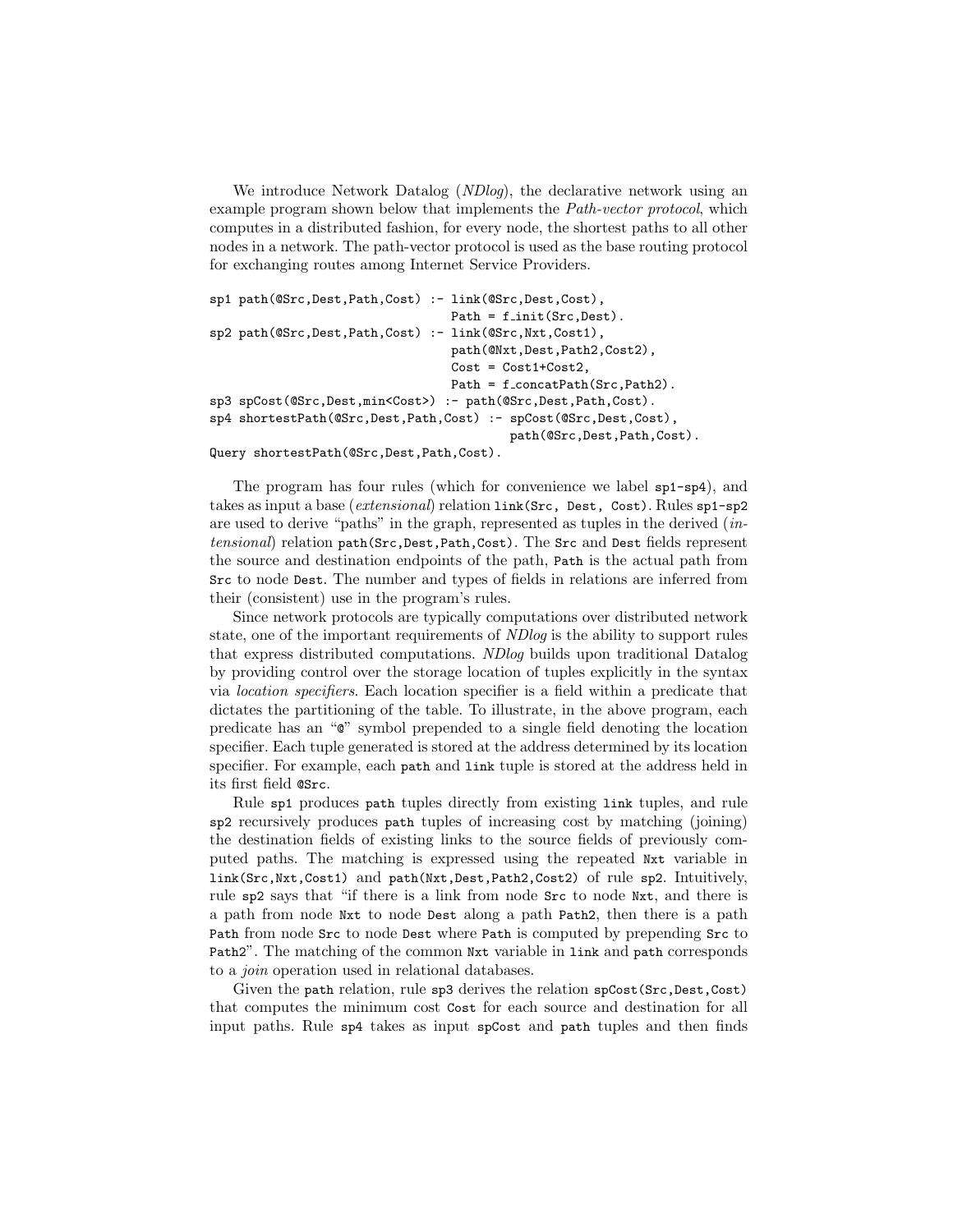We introduce Network Datalog (*NDlog*), the declarative network using an example program shown below that implements the *Path-vector protocol*, which computes in a distributed fashion, for every node, the shortest paths to all other nodes in a network. The path-vector protocol is used as the base routing protocol for exchanging routes among Internet Service Providers.

```
sp1 path(@Src,Dest,Path,Cost) :- link(@Src,Dest,Cost),
                                 Path = f_init(Src,Dest).
sp2 path(@Src,Dest,Path,Cost) :- link(@Src,Nxt,Cost1),
                                 path(@Nxt,Dest,Path2,Cost2),
                                 Cost = Cost1+Cost2,
                                 Path = f_concatPath(Src,Path2).
sp3 spCost(@Src,Dest,min<Cost>) :- path(@Src,Dest,Path,Cost).
sp4 shortestPath(@Src,Dest,Path,Cost) :- spCost(@Src,Dest,Cost),
                                         path(@Src,Dest,Path,Cost).
Query shortestPath(@Src,Dest,Path,Cost).
```

The program has four rules (which for convenience we label `sp1-sp4`), and takes as input a base (*extensional*) relation `link(Src, Dest, Cost)`. Rules `sp1-sp2` are used to derive "paths" in the graph, represented as tuples in the derived (*intensional*) relation `path(Src,Dest,Path,Cost)`. The `Src` and `Dest` fields represent the source and destination endpoints of the path, `Path` is the actual path from `Src` to node `Dest`. The number and types of fields in relations are inferred from their (consistent) use in the program's rules.

Since network protocols are typically computations over distributed network state, one of the important requirements of *NDlog* is the ability to support rules that express distributed computations. *NDlog* builds upon traditional Datalog by providing control over the storage location of tuples explicitly in the syntax via *location specifiers*. Each location specifier is a field within a predicate that dictates the partitioning of the table. To illustrate, in the above program, each predicate has an "`@`" symbol prepended to a single field denoting the location specifier. Each tuple generated is stored at the address determined by its location specifier. For example, each `path` and `link` tuple is stored at the address held in its first field `@Src`.

Rule `sp1` produces `path` tuples directly from existing `link` tuples, and rule `sp2` recursively produces `path` tuples of increasing cost by matching (joining) the destination fields of existing links to the source fields of previously computed paths. The matching is expressed using the repeated `Nxt` variable in `link(Src,Nxt,Cost1)` and `path(Nxt,Dest,Path2,Cost2)` of rule `sp2`. Intuitively, rule `sp2` says that "if there is a link from node `Src` to node `Nxt`, and there is a path from node `Nxt` to node `Dest` along a path `Path2`, then there is a path `Path` from node `Src` to node `Dest` where `Path` is computed by prepending `Src` to `Path2`". The matching of the common `Nxt` variable in `link` and `path` corresponds to a *join* operation used in relational databases.

Given the `path` relation, rule `sp3` derives the relation `spCost(Src,Dest,Cost)` that computes the minimum cost `Cost` for each source and destination for all input paths. Rule `sp4` takes as input `spCost` and `path` tuples and then finds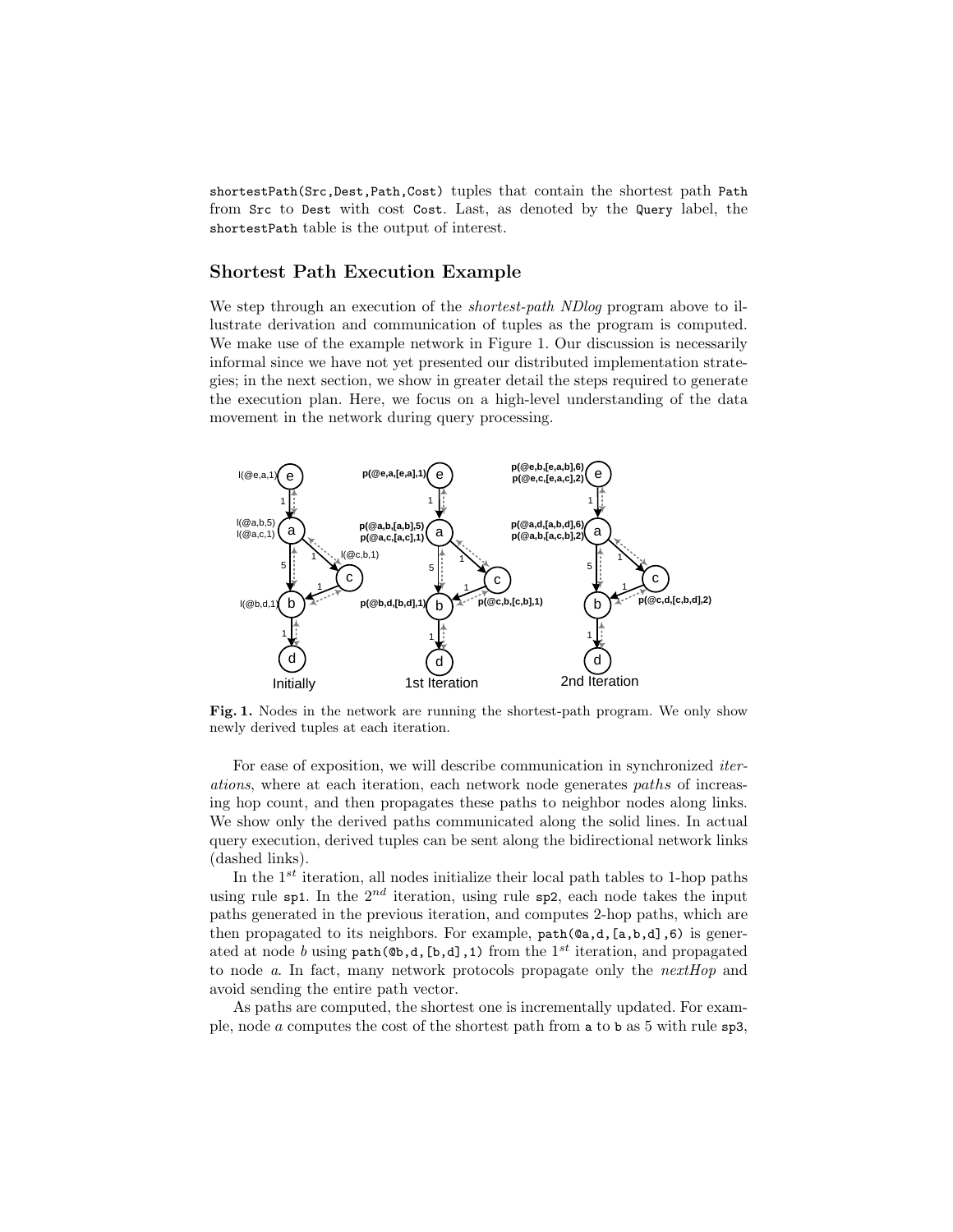shortestPath(Src,Dest,Path,Cost) tuples that contain the shortest path Path from Src to Dest with cost Cost. Last, as denoted by the Query label, the shortestPath table is the output of interest.

## Shortest Path Execution Example

We step through an execution of the *shortest-path NDlog* program above to illustrate derivation and communication of tuples as the program is computed. We make use of the example network in Figure 1. Our discussion is necessarily informal since we have not yet presented our distributed implementation strategies; in the next section, we show in greater detail the steps required to generate the execution plan. Here, we focus on a high-level understanding of the data movement in the network during query processing.

**Fig. 1.** Nodes in the network are running the shortest-path program. We only show newly derived tuples at each iteration.

For ease of exposition, we will describe communication in synchronized *iterations*, where at each iteration, each network node generates *paths* of increasing hop count, and then propagates these paths to neighbor nodes along links. We show only the derived paths communicated along the solid lines. In actual query execution, derived tuples can be sent along the bidirectional network links (dashed links).

In the $1^{st}$ iteration, all nodes initialize their local path tables to 1-hop paths using rule sp1. In the $2^{nd}$ iteration, using rule sp2, each node takes the input paths generated in the previous iteration, and computes 2-hop paths, which are then propagated to its neighbors. For example, path(@a,d,[a,b,d],6) is generated at node *b* using path(@b,d,[b,d],1) from the $1^{st}$ iteration, and propagated to node *a*. In fact, many network protocols propagate only the *nextHop* and avoid sending the entire path vector.

As paths are computed, the shortest one is incrementally updated. For example, node *a* computes the cost of the shortest path from a to b as 5 with rule sp3,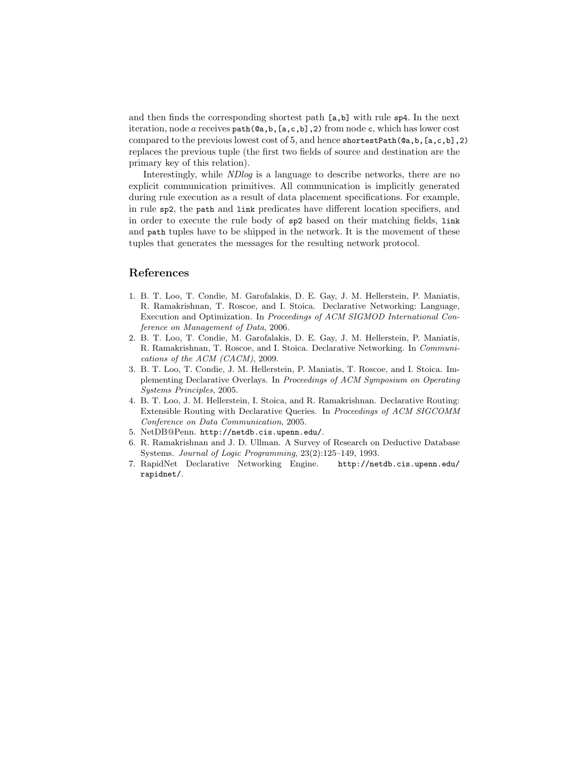and then finds the corresponding shortest path `[a,b]` with rule `sp4`. In the next iteration, node *a* receives `path(@a,b,[a,c,b],2)` from node `c`, which has lower cost compared to the previous lowest cost of 5, and hence `shortestPath(@a,b,[a,c,b],2)` replaces the previous tuple (the first two fields of source and destination are the primary key of this relation).

Interestingly, while *NDlog* is a language to describe networks, there are no explicit communication primitives. All communication is implicitly generated during rule execution as a result of data placement specifications. For example, in rule `sp2`, the `path` and `link` predicates have different location specifiers, and in order to execute the rule body of `sp2` based on their matching fields, `link` and `path` tuples have to be shipped in the network. It is the movement of these tuples that generates the messages for the resulting network protocol.

## References

1. B. T. Loo, T. Condie, M. Garofalakis, D. E. Gay, J. M. Hellerstein, P. Maniatis, R. Ramakrishnan, T. Roscoe, and I. Stoica. Declarative Networking: Language, Execution and Optimization. In *Proceedings of ACM SIGMOD International Conference on Management of Data*, 2006.
2. B. T. Loo, T. Condie, M. Garofalakis, D. E. Gay, J. M. Hellerstein, P. Maniatis, R. Ramakrishnan, T. Roscoe, and I. Stoica. Declarative Networking. In *Communications of the ACM (CACM)*, 2009.
3. B. T. Loo, T. Condie, J. M. Hellerstein, P. Maniatis, T. Roscoe, and I. Stoica. Implementing Declarative Overlays. In *Proceedings of ACM Symposium on Operating Systems Principles*, 2005.
4. B. T. Loo, J. M. Hellerstein, I. Stoica, and R. Ramakrishnan. Declarative Routing: Extensible Routing with Declarative Queries. In *Proceedings of ACM SIGCOMM Conference on Data Communication*, 2005.
5. NetDB@Penn. `http://netdb.cis.upenn.edu/`.
6. R. Ramakrishnan and J. D. Ullman. A Survey of Research on Deductive Database Systems. *Journal of Logic Programming*, 23(2):125–149, 1993.
7. RapidNet Declarative Networking Engine. `http://netdb.cis.upenn.edu/rapidnet/`.